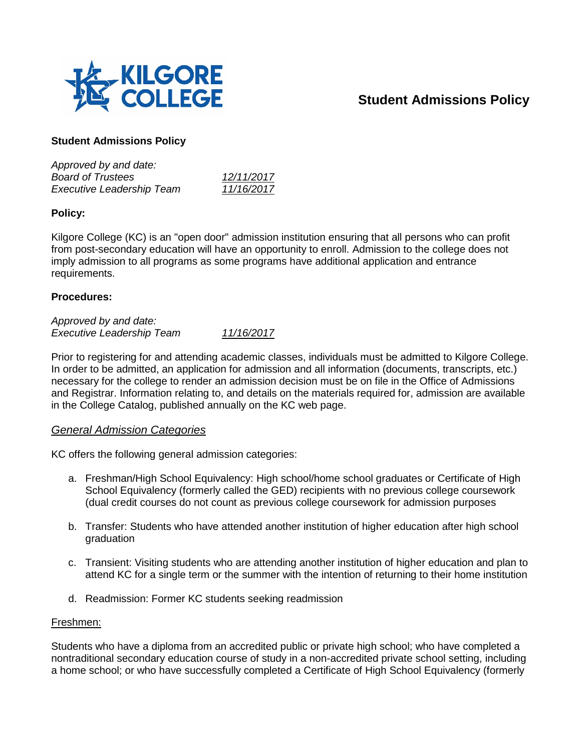# Student Admissions Policy

**Student Admissions Policy**

| *Approved by and date:* | |
|---|---|
| *Board of Trustees* | *12/11/2017* |
| *Executive Leadership Team* | *11/16/2017* |

**Policy:**

Kilgore College (KC) is an "open door" admission institution ensuring that all persons who can profit from post-secondary education will have an opportunity to enroll. Admission to the college does not imply admission to all programs as some programs have additional application and entrance requirements.

**Procedures:**

| *Approved by and date:* | |
|---|---|
| *Executive Leadership Team* | *11/16/2017* |

Prior to registering for and attending academic classes, individuals must be admitted to Kilgore College. In order to be admitted, an application for admission and all information (documents, transcripts, etc.) necessary for the college to render an admission decision must be on file in the Office of Admissions and Registrar. Information relating to, and details on the materials required for, admission are available in the College Catalog, published annually on the KC web page.

## General Admission Categories

KC offers the following general admission categories:

a. Freshman/High School Equivalency: High school/home school graduates or Certificate of High School Equivalency (formerly called the GED) recipients with no previous college coursework (dual credit courses do not count as previous college coursework for admission purposes

b. Transfer: Students who have attended another institution of higher education after high school graduation

c. Transient: Visiting students who are attending another institution of higher education and plan to attend KC for a single term or the summer with the intention of returning to their home institution

d. Readmission: Former KC students seeking readmission

Freshmen:

Students who have a diploma from an accredited public or private high school; who have completed a nontraditional secondary education course of study in a non-accredited private school setting, including a home school; or who have successfully completed a Certificate of High School Equivalency (formerly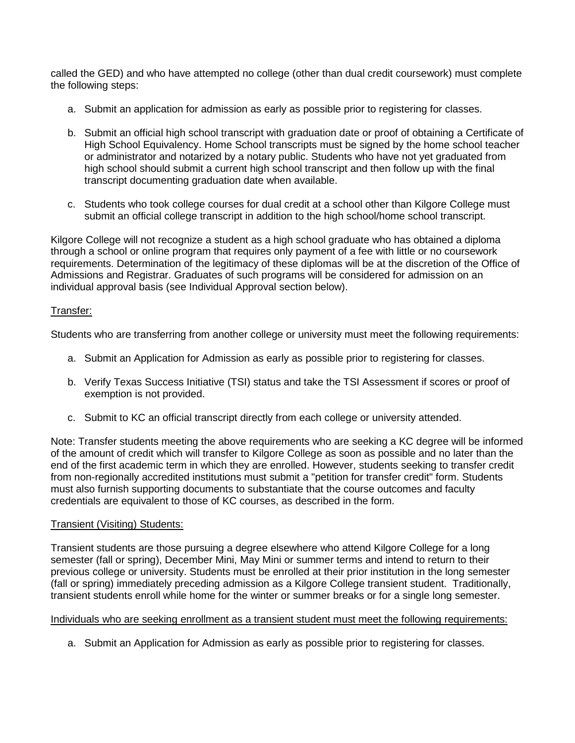called the GED) and who have attempted no college (other than dual credit coursework) must complete the following steps:

a. Submit an application for admission as early as possible prior to registering for classes.

b. Submit an official high school transcript with graduation date or proof of obtaining a Certificate of High School Equivalency. Home School transcripts must be signed by the home school teacher or administrator and notarized by a notary public. Students who have not yet graduated from high school should submit a current high school transcript and then follow up with the final transcript documenting graduation date when available.

c. Students who took college courses for dual credit at a school other than Kilgore College must submit an official college transcript in addition to the high school/home school transcript.

Kilgore College will not recognize a student as a high school graduate who has obtained a diploma through a school or online program that requires only payment of a fee with little or no coursework requirements. Determination of the legitimacy of these diplomas will be at the discretion of the Office of Admissions and Registrar. Graduates of such programs will be considered for admission on an individual approval basis (see Individual Approval section below).

<u>Transfer:</u>

Students who are transferring from another college or university must meet the following requirements:

a. Submit an Application for Admission as early as possible prior to registering for classes.

b. Verify Texas Success Initiative (TSI) status and take the TSI Assessment if scores or proof of exemption is not provided.

c. Submit to KC an official transcript directly from each college or university attended.

Note: Transfer students meeting the above requirements who are seeking a KC degree will be informed of the amount of credit which will transfer to Kilgore College as soon as possible and no later than the end of the first academic term in which they are enrolled. However, students seeking to transfer credit from non-regionally accredited institutions must submit a "petition for transfer credit" form. Students must also furnish supporting documents to substantiate that the course outcomes and faculty credentials are equivalent to those of KC courses, as described in the form.

<u>Transient (Visiting) Students:</u>

Transient students are those pursuing a degree elsewhere who attend Kilgore College for a long semester (fall or spring), December Mini, May Mini or summer terms and intend to return to their previous college or university. Students must be enrolled at their prior institution in the long semester (fall or spring) immediately preceding admission as a Kilgore College transient student. Traditionally, transient students enroll while home for the winter or summer breaks or for a single long semester.

<u>Individuals who are seeking enrollment as a transient student must meet the following requirements:</u>

a. Submit an Application for Admission as early as possible prior to registering for classes.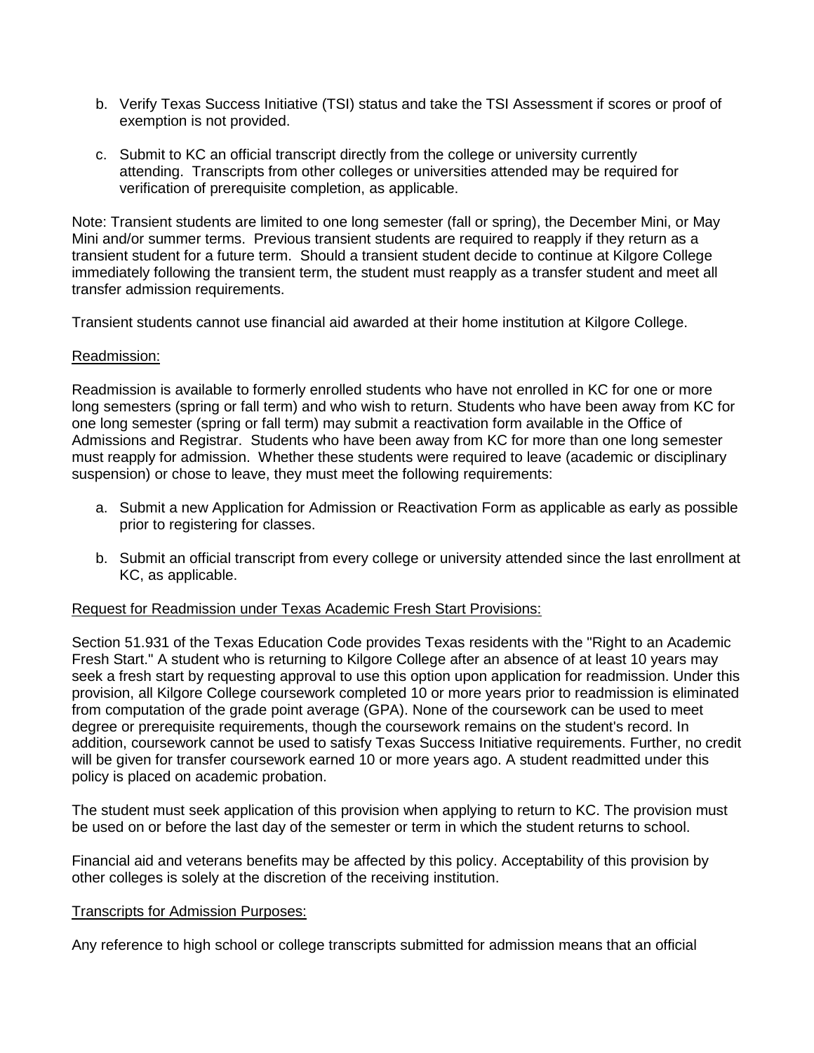b. Verify Texas Success Initiative (TSI) status and take the TSI Assessment if scores or proof of exemption is not provided.

c. Submit to KC an official transcript directly from the college or university currently attending. Transcripts from other colleges or universities attended may be required for verification of prerequisite completion, as applicable.

Note: Transient students are limited to one long semester (fall or spring), the December Mini, or May Mini and/or summer terms. Previous transient students are required to reapply if they return as a transient student for a future term. Should a transient student decide to continue at Kilgore College immediately following the transient term, the student must reapply as a transfer student and meet all transfer admission requirements.

Transient students cannot use financial aid awarded at their home institution at Kilgore College.

Readmission:

Readmission is available to formerly enrolled students who have not enrolled in KC for one or more long semesters (spring or fall term) and who wish to return. Students who have been away from KC for one long semester (spring or fall term) may submit a reactivation form available in the Office of Admissions and Registrar. Students who have been away from KC for more than one long semester must reapply for admission. Whether these students were required to leave (academic or disciplinary suspension) or chose to leave, they must meet the following requirements:

a. Submit a new Application for Admission or Reactivation Form as applicable as early as possible prior to registering for classes.

b. Submit an official transcript from every college or university attended since the last enrollment at KC, as applicable.

Request for Readmission under Texas Academic Fresh Start Provisions:

Section 51.931 of the Texas Education Code provides Texas residents with the "Right to an Academic Fresh Start." A student who is returning to Kilgore College after an absence of at least 10 years may seek a fresh start by requesting approval to use this option upon application for readmission. Under this provision, all Kilgore College coursework completed 10 or more years prior to readmission is eliminated from computation of the grade point average (GPA). None of the coursework can be used to meet degree or prerequisite requirements, though the coursework remains on the student's record. In addition, coursework cannot be used to satisfy Texas Success Initiative requirements. Further, no credit will be given for transfer coursework earned 10 or more years ago. A student readmitted under this policy is placed on academic probation.

The student must seek application of this provision when applying to return to KC. The provision must be used on or before the last day of the semester or term in which the student returns to school.

Financial aid and veterans benefits may be affected by this policy. Acceptability of this provision by other colleges is solely at the discretion of the receiving institution.

Transcripts for Admission Purposes:

Any reference to high school or college transcripts submitted for admission means that an official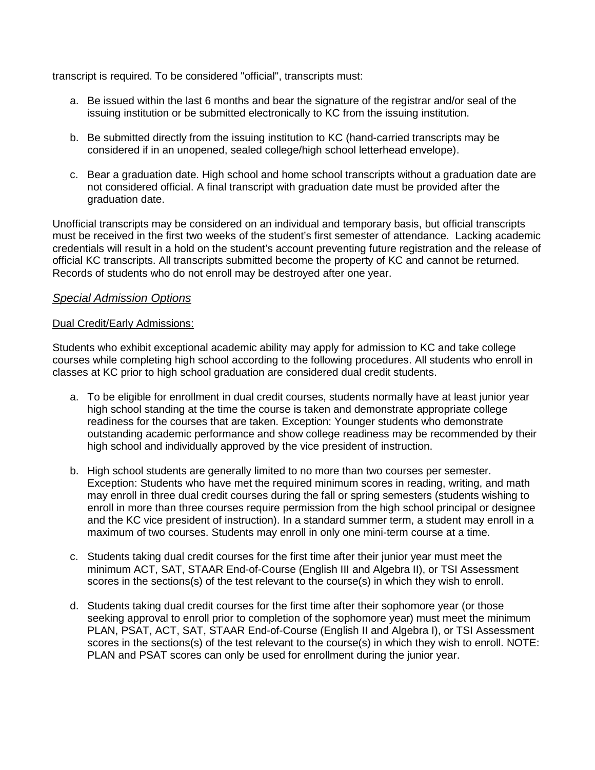transcript is required. To be considered "official", transcripts must:

a. Be issued within the last 6 months and bear the signature of the registrar and/or seal of the issuing institution or be submitted electronically to KC from the issuing institution.

b. Be submitted directly from the issuing institution to KC (hand-carried transcripts may be considered if in an unopened, sealed college/high school letterhead envelope).

c. Bear a graduation date. High school and home school transcripts without a graduation date are not considered official. A final transcript with graduation date must be provided after the graduation date.

Unofficial transcripts may be considered on an individual and temporary basis, but official transcripts must be received in the first two weeks of the student's first semester of attendance. Lacking academic credentials will result in a hold on the student's account preventing future registration and the release of official KC transcripts. All transcripts submitted become the property of KC and cannot be returned. Records of students who do not enroll may be destroyed after one year.

### *Special Admission Options*

#### Dual Credit/Early Admissions:

Students who exhibit exceptional academic ability may apply for admission to KC and take college courses while completing high school according to the following procedures. All students who enroll in classes at KC prior to high school graduation are considered dual credit students.

a. To be eligible for enrollment in dual credit courses, students normally have at least junior year high school standing at the time the course is taken and demonstrate appropriate college readiness for the courses that are taken. Exception: Younger students who demonstrate outstanding academic performance and show college readiness may be recommended by their high school and individually approved by the vice president of instruction.

b. High school students are generally limited to no more than two courses per semester. Exception: Students who have met the required minimum scores in reading, writing, and math may enroll in three dual credit courses during the fall or spring semesters (students wishing to enroll in more than three courses require permission from the high school principal or designee and the KC vice president of instruction). In a standard summer term, a student may enroll in a maximum of two courses. Students may enroll in only one mini-term course at a time.

c. Students taking dual credit courses for the first time after their junior year must meet the minimum ACT, SAT, STAAR End-of-Course (English III and Algebra II), or TSI Assessment scores in the sections(s) of the test relevant to the course(s) in which they wish to enroll.

d. Students taking dual credit courses for the first time after their sophomore year (or those seeking approval to enroll prior to completion of the sophomore year) must meet the minimum PLAN, PSAT, ACT, SAT, STAAR End-of-Course (English II and Algebra I), or TSI Assessment scores in the sections(s) of the test relevant to the course(s) in which they wish to enroll. NOTE: PLAN and PSAT scores can only be used for enrollment during the junior year.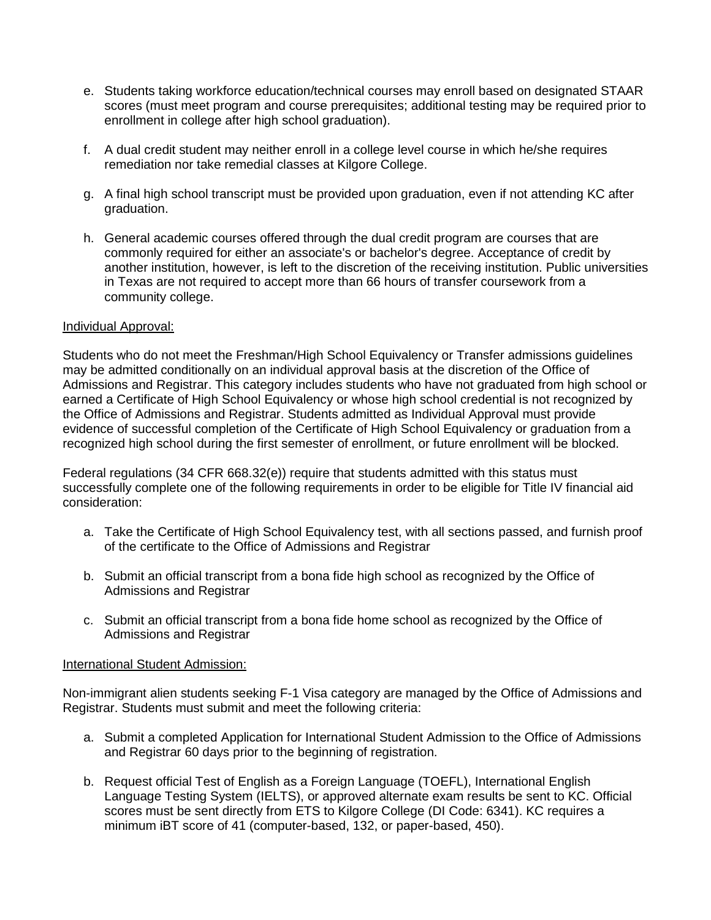e. Students taking workforce education/technical courses may enroll based on designated STAAR scores (must meet program and course prerequisites; additional testing may be required prior to enrollment in college after high school graduation).

f. A dual credit student may neither enroll in a college level course in which he/she requires remediation nor take remedial classes at Kilgore College.

g. A final high school transcript must be provided upon graduation, even if not attending KC after graduation.

h. General academic courses offered through the dual credit program are courses that are commonly required for either an associate's or bachelor's degree. Acceptance of credit by another institution, however, is left to the discretion of the receiving institution. Public universities in Texas are not required to accept more than 66 hours of transfer coursework from a community college.

<u>Individual Approval:</u>

Students who do not meet the Freshman/High School Equivalency or Transfer admissions guidelines may be admitted conditionally on an individual approval basis at the discretion of the Office of Admissions and Registrar. This category includes students who have not graduated from high school or earned a Certificate of High School Equivalency or whose high school credential is not recognized by the Office of Admissions and Registrar. Students admitted as Individual Approval must provide evidence of successful completion of the Certificate of High School Equivalency or graduation from a recognized high school during the first semester of enrollment, or future enrollment will be blocked.

Federal regulations (34 CFR 668.32(e)) require that students admitted with this status must successfully complete one of the following requirements in order to be eligible for Title IV financial aid consideration:

a. Take the Certificate of High School Equivalency test, with all sections passed, and furnish proof of the certificate to the Office of Admissions and Registrar

b. Submit an official transcript from a bona fide high school as recognized by the Office of Admissions and Registrar

c. Submit an official transcript from a bona fide home school as recognized by the Office of Admissions and Registrar

<u>International Student Admission:</u>

Non-immigrant alien students seeking F-1 Visa category are managed by the Office of Admissions and Registrar. Students must submit and meet the following criteria:

a. Submit a completed Application for International Student Admission to the Office of Admissions and Registrar 60 days prior to the beginning of registration.

b. Request official Test of English as a Foreign Language (TOEFL), International English Language Testing System (IELTS), or approved alternate exam results be sent to KC. Official scores must be sent directly from ETS to Kilgore College (DI Code: 6341). KC requires a minimum iBT score of 41 (computer-based, 132, or paper-based, 450).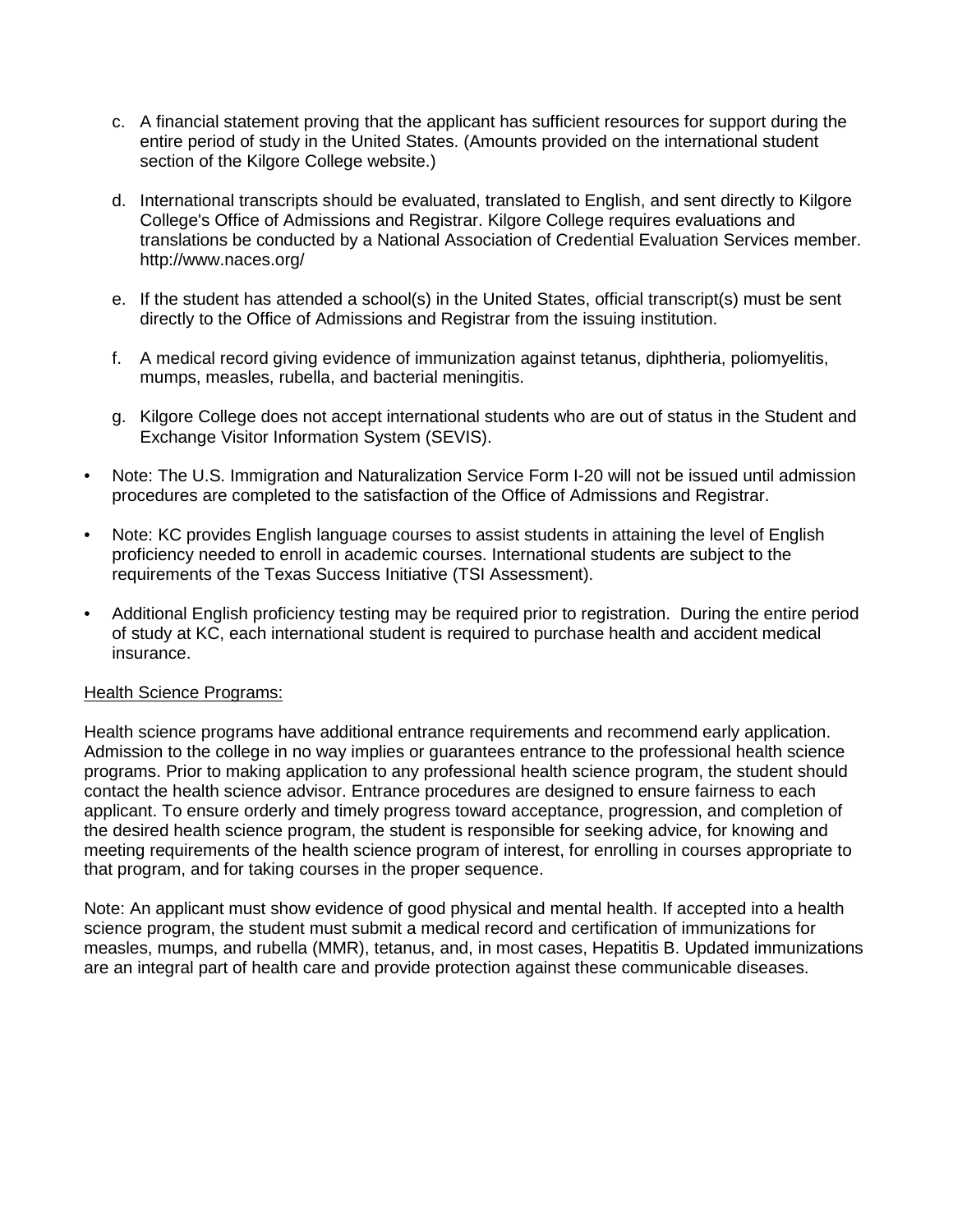c. A financial statement proving that the applicant has sufficient resources for support during the entire period of study in the United States. (Amounts provided on the international student section of the Kilgore College website.)

d. International transcripts should be evaluated, translated to English, and sent directly to Kilgore College's Office of Admissions and Registrar. Kilgore College requires evaluations and translations be conducted by a National Association of Credential Evaluation Services member. http://www.naces.org/

e. If the student has attended a school(s) in the United States, official transcript(s) must be sent directly to the Office of Admissions and Registrar from the issuing institution.

f. A medical record giving evidence of immunization against tetanus, diphtheria, poliomyelitis, mumps, measles, rubella, and bacterial meningitis.

g. Kilgore College does not accept international students who are out of status in the Student and Exchange Visitor Information System (SEVIS).

- Note: The U.S. Immigration and Naturalization Service Form I-20 will not be issued until admission procedures are completed to the satisfaction of the Office of Admissions and Registrar.
- Note: KC provides English language courses to assist students in attaining the level of English proficiency needed to enroll in academic courses. International students are subject to the requirements of the Texas Success Initiative (TSI Assessment).
- Additional English proficiency testing may be required prior to registration. During the entire period of study at KC, each international student is required to purchase health and accident medical insurance.

Health Science Programs:

Health science programs have additional entrance requirements and recommend early application. Admission to the college in no way implies or guarantees entrance to the professional health science programs. Prior to making application to any professional health science program, the student should contact the health science advisor. Entrance procedures are designed to ensure fairness to each applicant. To ensure orderly and timely progress toward acceptance, progression, and completion of the desired health science program, the student is responsible for seeking advice, for knowing and meeting requirements of the health science program of interest, for enrolling in courses appropriate to that program, and for taking courses in the proper sequence.

Note: An applicant must show evidence of good physical and mental health. If accepted into a health science program, the student must submit a medical record and certification of immunizations for measles, mumps, and rubella (MMR), tetanus, and, in most cases, Hepatitis B. Updated immunizations are an integral part of health care and provide protection against these communicable diseases.